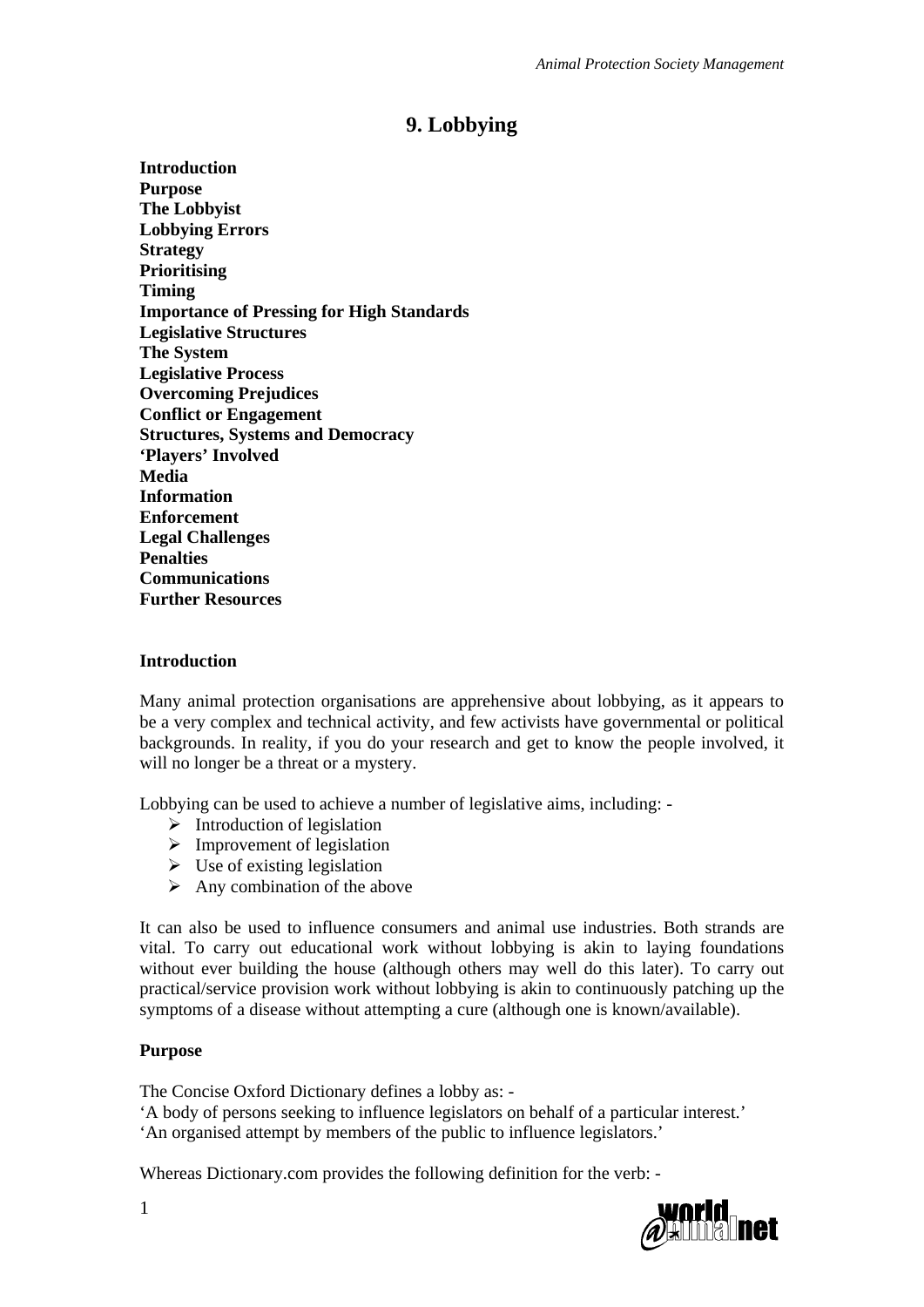# 9. Lobbying

**Introduction**
**Purpose**
**The Lobbyist**
**Lobbying Errors**
**Strategy**
**Prioritising**
**Timing**
**Importance of Pressing for High Standards**
**Legislative Structures**
**The System**
**Legislative Process**
**Overcoming Prejudices**
**Conflict or Engagement**
**Structures, Systems and Democracy**
**'Players' Involved**
**Media**
**Information**
**Enforcement**
**Legal Challenges**
**Penalties**
**Communications**
**Further Resources**

## Introduction

Many animal protection organisations are apprehensive about lobbying, as it appears to be a very complex and technical activity, and few activists have governmental or political backgrounds. In reality, if you do your research and get to know the people involved, it will no longer be a threat or a mystery.

Lobbying can be used to achieve a number of legislative aims, including: -

- Introduction of legislation
- Improvement of legislation
- Use of existing legislation
- Any combination of the above

It can also be used to influence consumers and animal use industries. Both strands are vital. To carry out educational work without lobbying is akin to laying foundations without ever building the house (although others may well do this later). To carry out practical/service provision work without lobbying is akin to continuously patching up the symptoms of a disease without attempting a cure (although one is known/available).

## Purpose

The Concise Oxford Dictionary defines a lobby as: -
'A body of persons seeking to influence legislators on behalf of a particular interest.'
'An organised attempt by members of the public to influence legislators.'

Whereas Dictionary.com provides the following definition for the verb: -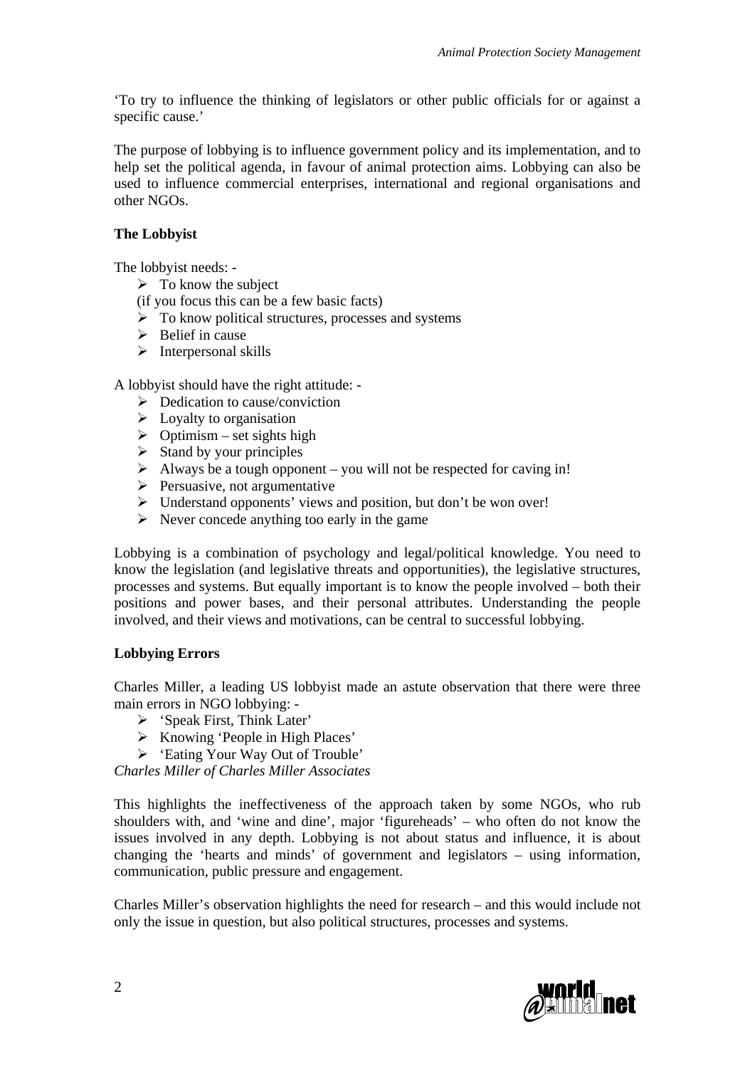'To try to influence the thinking of legislators or other public officials for or against a specific cause.'

The purpose of lobbying is to influence government policy and its implementation, and to help set the political agenda, in favour of animal protection aims. Lobbying can also be used to influence commercial enterprises, international and regional organisations and other NGOs.

**The Lobbyist**

The lobbyist needs: -

- To know the subject
  (if you focus this can be a few basic facts)
- To know political structures, processes and systems
- Belief in cause
- Interpersonal skills

A lobbyist should have the right attitude: -

- Dedication to cause/conviction
- Loyalty to organisation
- Optimism – set sights high
- Stand by your principles
- Always be a tough opponent – you will not be respected for caving in!
- Persuasive, not argumentative
- Understand opponents' views and position, but don't be won over!
- Never concede anything too early in the game

Lobbying is a combination of psychology and legal/political knowledge. You need to know the legislation (and legislative threats and opportunities), the legislative structures, processes and systems. But equally important is to know the people involved – both their positions and power bases, and their personal attributes. Understanding the people involved, and their views and motivations, can be central to successful lobbying.

**Lobbying Errors**

Charles Miller, a leading US lobbyist made an astute observation that there were three main errors in NGO lobbying: -

- 'Speak First, Think Later'
- Knowing 'People in High Places'
- 'Eating Your Way Out of Trouble'

*Charles Miller of Charles Miller Associates*

This highlights the ineffectiveness of the approach taken by some NGOs, who rub shoulders with, and 'wine and dine', major 'figureheads' – who often do not know the issues involved in any depth. Lobbying is not about status and influence, it is about changing the 'hearts and minds' of government and legislators – using information, communication, public pressure and engagement.

Charles Miller's observation highlights the need for research – and this would include not only the issue in question, but also political structures, processes and systems.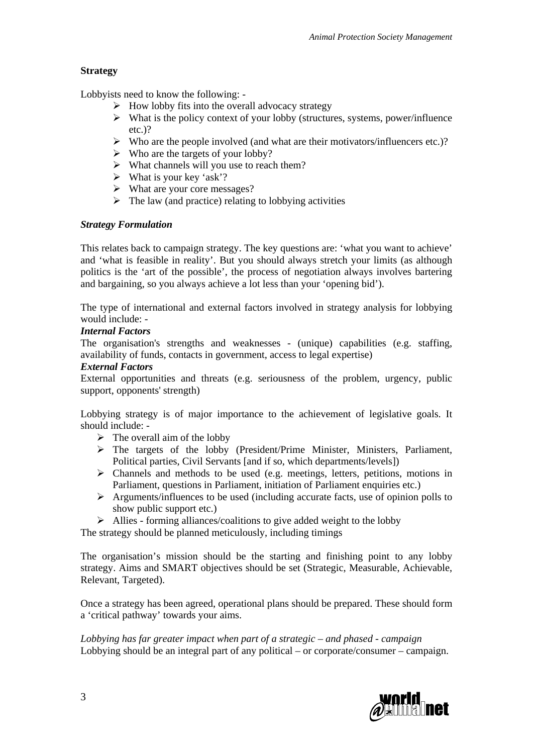**Strategy**

Lobbyists need to know the following: -

- How lobby fits into the overall advocacy strategy
- What is the policy context of your lobby (structures, systems, power/influence etc.)?
- Who are the people involved (and what are their motivators/influencers etc.)?
- Who are the targets of your lobby?
- What channels will you use to reach them?
- What is your key 'ask'?
- What are your core messages?
- The law (and practice) relating to lobbying activities

***Strategy Formulation***

This relates back to campaign strategy. The key questions are: 'what you want to achieve' and 'what is feasible in reality'. But you should always stretch your limits (as although politics is the 'art of the possible', the process of negotiation always involves bartering and bargaining, so you always achieve a lot less than your 'opening bid').

The type of international and external factors involved in strategy analysis for lobbying would include: -

***Internal Factors***

The organisation's strengths and weaknesses - (unique) capabilities (e.g. staffing, availability of funds, contacts in government, access to legal expertise)

***External Factors***

External opportunities and threats (e.g. seriousness of the problem, urgency, public support, opponents' strength)

Lobbying strategy is of major importance to the achievement of legislative goals. It should include: -

- The overall aim of the lobby
- The targets of the lobby (President/Prime Minister, Ministers, Parliament, Political parties, Civil Servants [and if so, which departments/levels])
- Channels and methods to be used (e.g. meetings, letters, petitions, motions in Parliament, questions in Parliament, initiation of Parliament enquiries etc.)
- Arguments/influences to be used (including accurate facts, use of opinion polls to show public support etc.)
- Allies - forming alliances/coalitions to give added weight to the lobby

The strategy should be planned meticulously, including timings

The organisation's mission should be the starting and finishing point to any lobby strategy. Aims and SMART objectives should be set (Strategic, Measurable, Achievable, Relevant, Targeted).

Once a strategy has been agreed, operational plans should be prepared. These should form a 'critical pathway' towards your aims.

*Lobbying has far greater impact when part of a strategic – and phased - campaign*
Lobbying should be an integral part of any political – or corporate/consumer – campaign.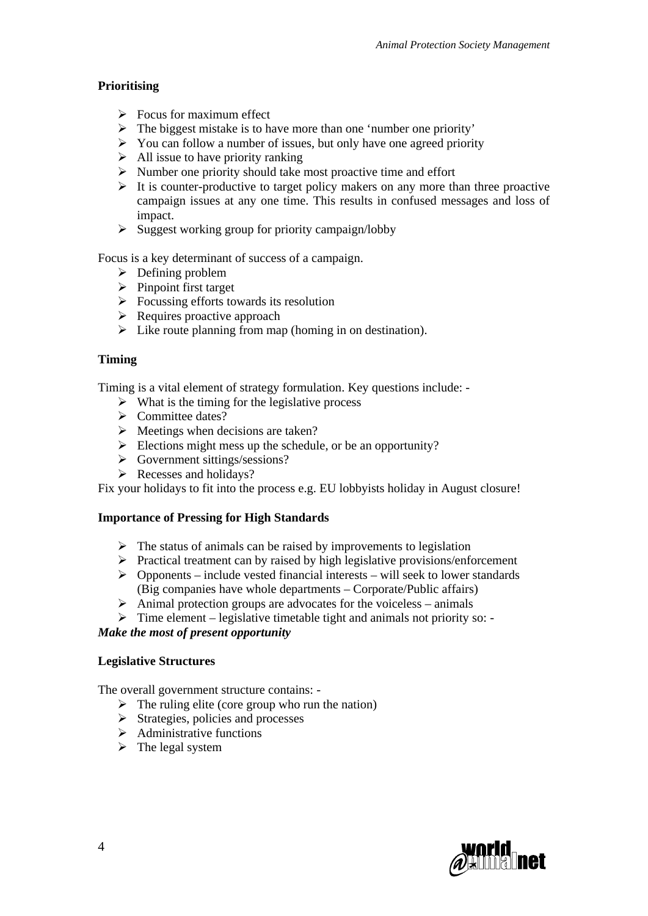**Prioritising**

- Focus for maximum effect
- The biggest mistake is to have more than one 'number one priority'
- You can follow a number of issues, but only have one agreed priority
- All issue to have priority ranking
- Number one priority should take most proactive time and effort
- It is counter-productive to target policy makers on any more than three proactive campaign issues at any one time. This results in confused messages and loss of impact.
- Suggest working group for priority campaign/lobby

Focus is a key determinant of success of a campaign.

- Defining problem
- Pinpoint first target
- Focussing efforts towards its resolution
- Requires proactive approach
- Like route planning from map (homing in on destination).

**Timing**

Timing is a vital element of strategy formulation. Key questions include: -

- What is the timing for the legislative process
- Committee dates?
- Meetings when decisions are taken?
- Elections might mess up the schedule, or be an opportunity?
- Government sittings/sessions?
- Recesses and holidays?

Fix your holidays to fit into the process e.g. EU lobbyists holiday in August closure!

**Importance of Pressing for High Standards**

- The status of animals can be raised by improvements to legislation
- Practical treatment can by raised by high legislative provisions/enforcement
- Opponents – include vested financial interests – will seek to lower standards (Big companies have whole departments – Corporate/Public affairs)
- Animal protection groups are advocates for the voiceless – animals
- Time element – legislative timetable tight and animals not priority so: -

***Make the most of present opportunity***

**Legislative Structures**

The overall government structure contains: -

- The ruling elite (core group who run the nation)
- Strategies, policies and processes
- Administrative functions
- The legal system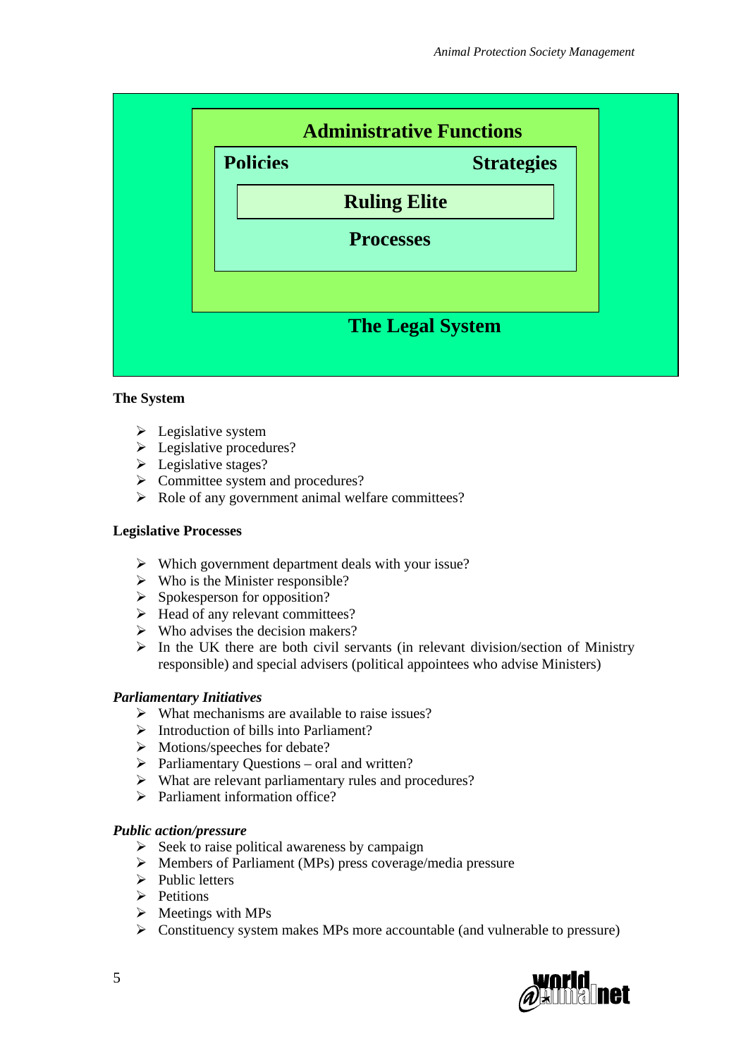Administrative Functions

Policies Strategies

Ruling Elite

Processes

The Legal System

**The System**

- Legislative system
- Legislative procedures?
- Legislative stages?
- Committee system and procedures?
- Role of any government animal welfare committees?

**Legislative Processes**

- Which government department deals with your issue?
- Who is the Minister responsible?
- Spokesperson for opposition?
- Head of any relevant committees?
- Who advises the decision makers?
- In the UK there are both civil servants (in relevant division/section of Ministry responsible) and special advisers (political appointees who advise Ministers)

***Parliamentary Initiatives***

- What mechanisms are available to raise issues?
- Introduction of bills into Parliament?
- Motions/speeches for debate?
- Parliamentary Questions – oral and written?
- What are relevant parliamentary rules and procedures?
- Parliament information office?

***Public action/pressure***

- Seek to raise political awareness by campaign
- Members of Parliament (MPs) press coverage/media pressure
- Public letters
- Petitions
- Meetings with MPs
- Constituency system makes MPs more accountable (and vulnerable to pressure)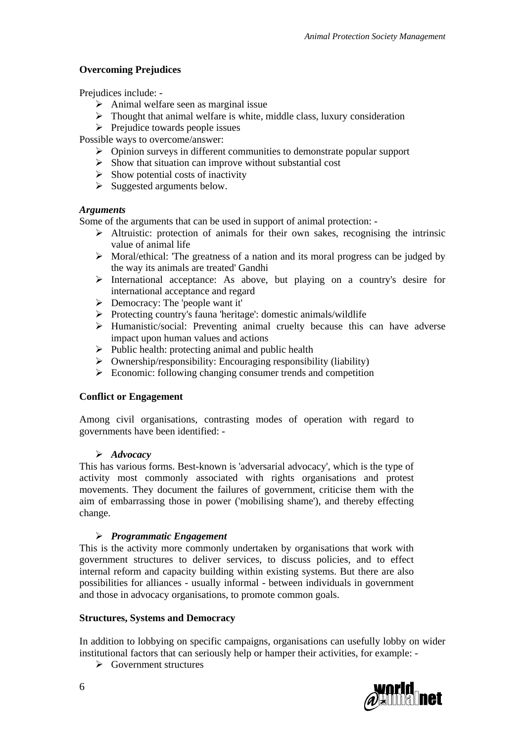### Overcoming Prejudices

Prejudices include: -

- Animal welfare seen as marginal issue
- Thought that animal welfare is white, middle class, luxury consideration
- Prejudice towards people issues

Possible ways to overcome/answer:

- Opinion surveys in different communities to demonstrate popular support
- Show that situation can improve without substantial cost
- Show potential costs of inactivity
- Suggested arguments below.

#### *Arguments*

Some of the arguments that can be used in support of animal protection: -

- Altruistic: protection of animals for their own sakes, recognising the intrinsic value of animal life
- Moral/ethical: 'The greatness of a nation and its moral progress can be judged by the way its animals are treated' Gandhi
- International acceptance: As above, but playing on a country's desire for international acceptance and regard
- Democracy: The 'people want it'
- Protecting country's fauna 'heritage': domestic animals/wildlife
- Humanistic/social: Preventing animal cruelty because this can have adverse impact upon human values and actions
- Public health: protecting animal and public health
- Ownership/responsibility: Encouraging responsibility (liability)
- Economic: following changing consumer trends and competition

### Conflict or Engagement

Among civil organisations, contrasting modes of operation with regard to governments have been identified: -

- ***Advocacy***

This has various forms. Best-known is 'adversarial advocacy', which is the type of activity most commonly associated with rights organisations and protest movements. They document the failures of government, criticise them with the aim of embarrassing those in power ('mobilising shame'), and thereby effecting change.

- ***Programmatic Engagement***

This is the activity more commonly undertaken by organisations that work with government structures to deliver services, to discuss policies, and to effect internal reform and capacity building within existing systems. But there are also possibilities for alliances - usually informal - between individuals in government and those in advocacy organisations, to promote common goals.

### Structures, Systems and Democracy

In addition to lobbying on specific campaigns, organisations can usefully lobby on wider institutional factors that can seriously help or hamper their activities, for example: -

- Government structures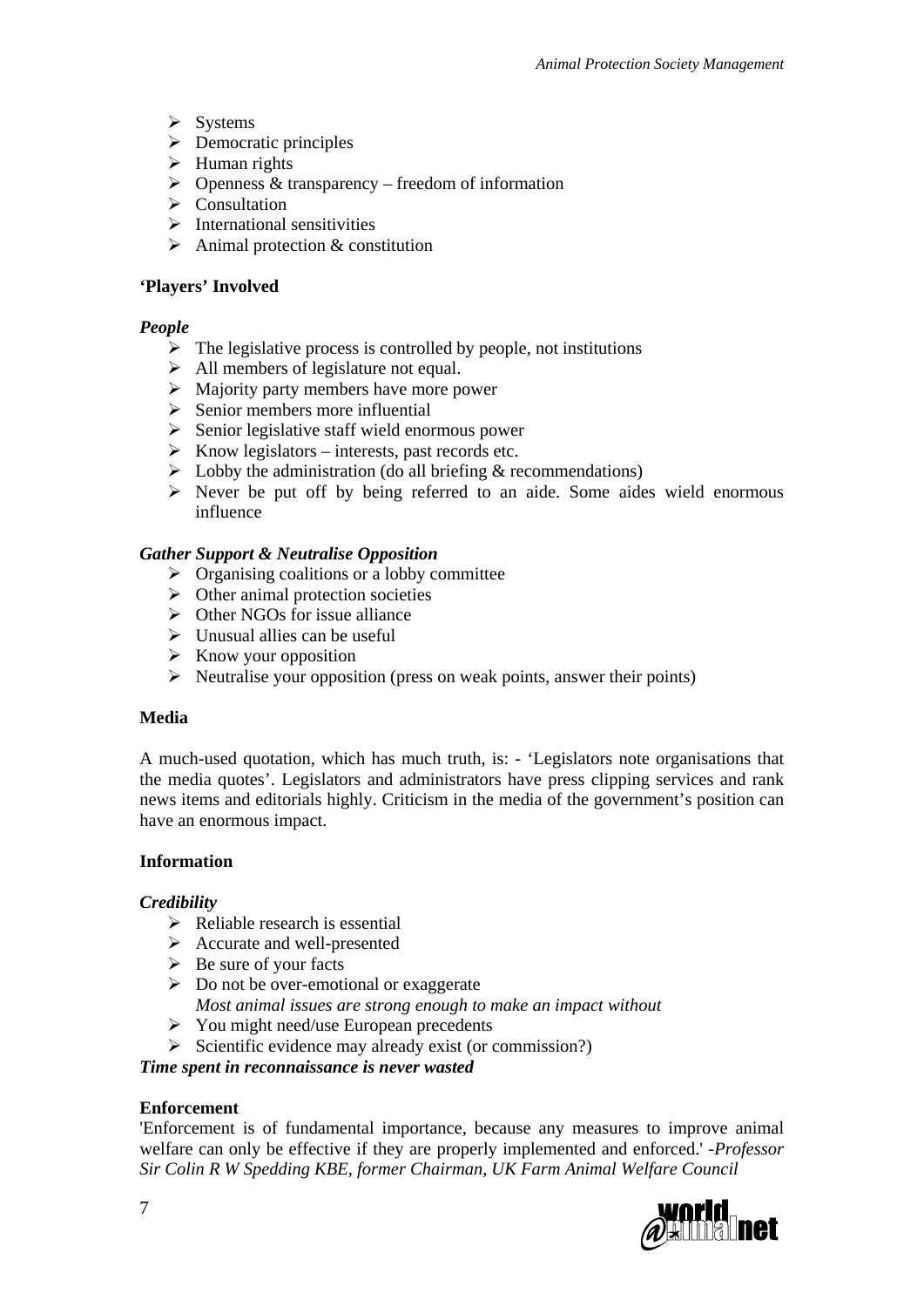- Systems
- Democratic principles
- Human rights
- Openness & transparency – freedom of information
- Consultation
- International sensitivities
- Animal protection & constitution

**'Players' Involved**

***People***

- The legislative process is controlled by people, not institutions
- All members of legislature not equal.
- Majority party members have more power
- Senior members more influential
- Senior legislative staff wield enormous power
- Know legislators – interests, past records etc.
- Lobby the administration (do all briefing & recommendations)
- Never be put off by being referred to an aide. Some aides wield enormous influence

***Gather Support & Neutralise Opposition***

- Organising coalitions or a lobby committee
- Other animal protection societies
- Other NGOs for issue alliance
- Unusual allies can be useful
- Know your opposition
- Neutralise your opposition (press on weak points, answer their points)

**Media**

A much-used quotation, which has much truth, is: - 'Legislators note organisations that the media quotes'. Legislators and administrators have press clipping services and rank news items and editorials highly. Criticism in the media of the government's position can have an enormous impact.

**Information**

***Credibility***

- Reliable research is essential
- Accurate and well-presented
- Be sure of your facts
- Do not be over-emotional or exaggerate
  *Most animal issues are strong enough to make an impact without*
- You might need/use European precedents
- Scientific evidence may already exist (or commission?)

***Time spent in reconnaissance is never wasted***

**Enforcement**

'Enforcement is of fundamental importance, because any measures to improve animal welfare can only be effective if they are properly implemented and enforced.' -*Professor Sir Colin R W Spedding KBE, former Chairman, UK Farm Animal Welfare Council*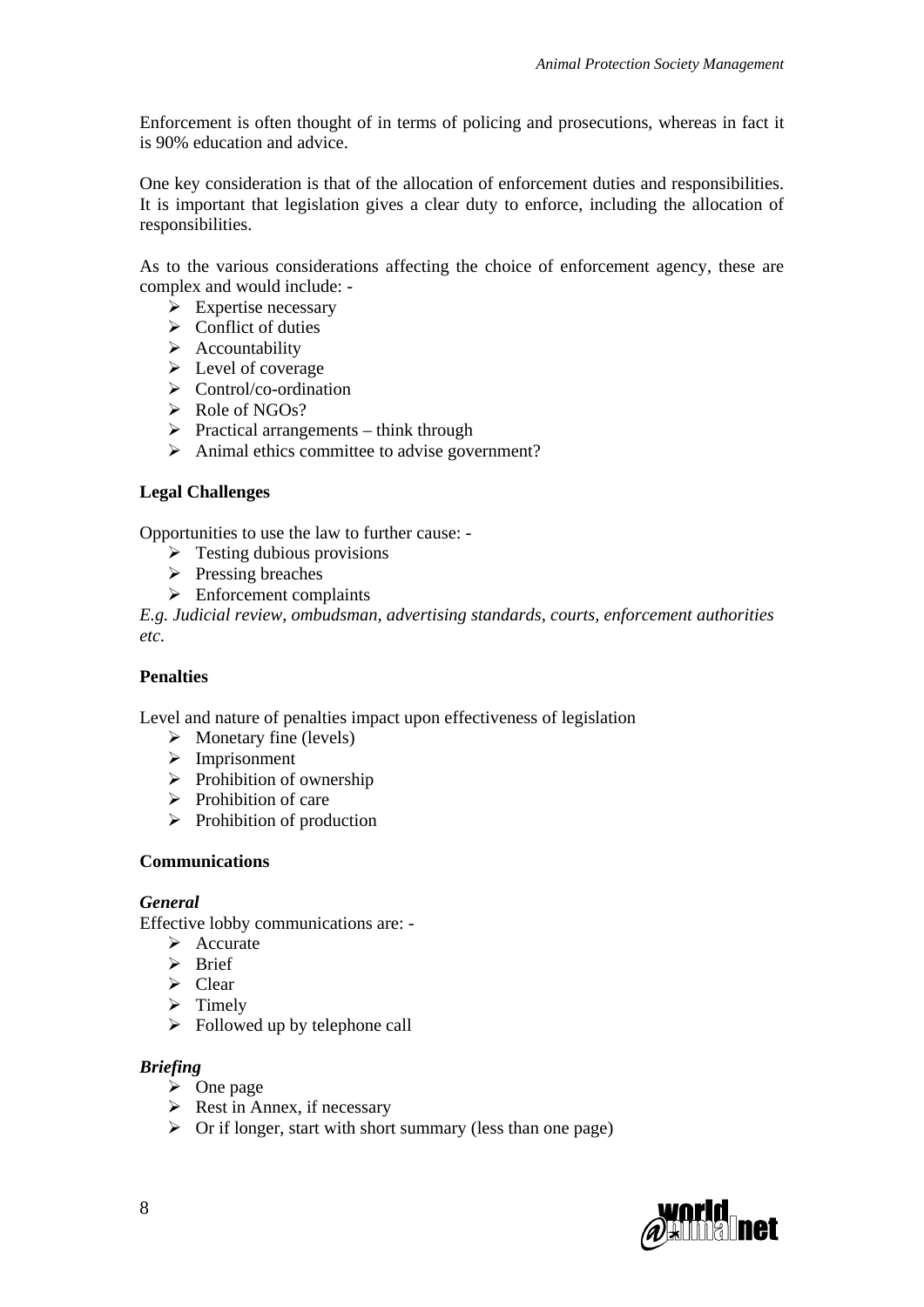Enforcement is often thought of in terms of policing and prosecutions, whereas in fact it is 90% education and advice.

One key consideration is that of the allocation of enforcement duties and responsibilities. It is important that legislation gives a clear duty to enforce, including the allocation of responsibilities.

As to the various considerations affecting the choice of enforcement agency, these are complex and would include: -

- Expertise necessary
- Conflict of duties
- Accountability
- Level of coverage
- Control/co-ordination
- Role of NGOs?
- Practical arrangements – think through
- Animal ethics committee to advise government?

**Legal Challenges**

Opportunities to use the law to further cause: -

- Testing dubious provisions
- Pressing breaches
- Enforcement complaints

*E.g. Judicial review, ombudsman, advertising standards, courts, enforcement authorities etc.*

**Penalties**

Level and nature of penalties impact upon effectiveness of legislation

- Monetary fine (levels)
- Imprisonment
- Prohibition of ownership
- Prohibition of care
- Prohibition of production

**Communications**

***General***

Effective lobby communications are: -

- Accurate
- Brief
- Clear
- Timely
- Followed up by telephone call

***Briefing***

- One page
- Rest in Annex, if necessary
- Or if longer, start with short summary (less than one page)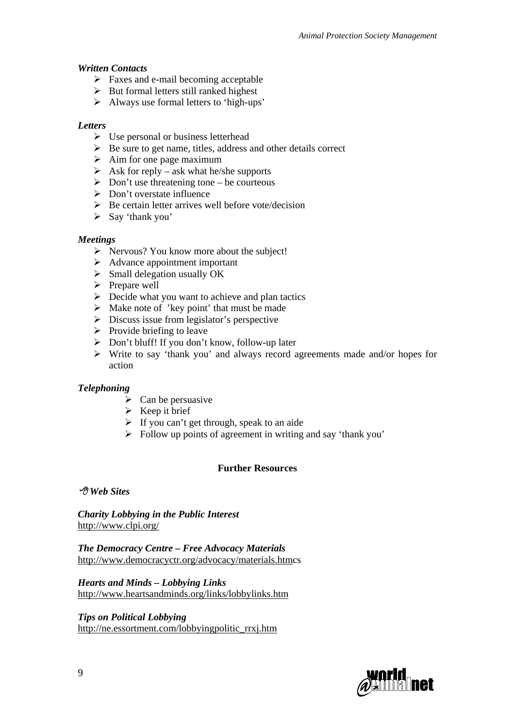***Written Contacts***

- Faxes and e-mail becoming acceptable
- But formal letters still ranked highest
- Always use formal letters to 'high-ups'

***Letters***

- Use personal or business letterhead
- Be sure to get name, titles, address and other details correct
- Aim for one page maximum
- Ask for reply – ask what he/she supports
- Don't use threatening tone – be courteous
- Don't overstate influence
- Be certain letter arrives well before vote/decision
- Say 'thank you'

***Meetings***

- Nervous? You know more about the subject!
- Advance appointment important
- Small delegation usually OK
- Prepare well
- Decide what you want to achieve and plan tactics
- Make note of 'key point' that must be made
- Discuss issue from legislator's perspective
- Provide briefing to leave
- Don't bluff! If you don't know, follow-up later
- Write to say 'thank you' and always record agreements made and/or hopes for action

***Telephoning***

- Can be persuasive
- Keep it brief
- If you can't get through, speak to an aide
- Follow up points of agreement in writing and say 'thank you'

**Further Resources**

***Web Sites***

***Charity Lobbying in the Public Interest***
http://www.clpi.org/

***The Democracy Centre – Free Advocacy Materials***
http://www.democracyctr.org/advocacy/materials.htmcs

***Hearts and Minds – Lobbying Links***
http://www.heartsandminds.org/links/lobbylinks.htm

***Tips on Political Lobbying***
http://ne.essortment.com/lobbyingpolitic_rrxj.htm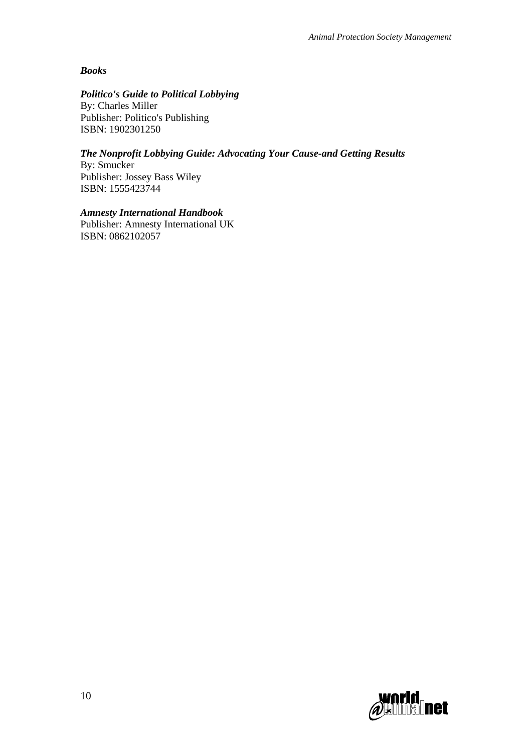***Books***

***Politico's Guide to Political Lobbying***
By: Charles Miller
Publisher: Politico's Publishing
ISBN: 1902301250

***The Nonprofit Lobbying Guide: Advocating Your Cause-and Getting Results***
By: Smucker
Publisher: Jossey Bass Wiley
ISBN: 1555423744

***Amnesty International Handbook***
Publisher: Amnesty International UK
ISBN: 0862102057